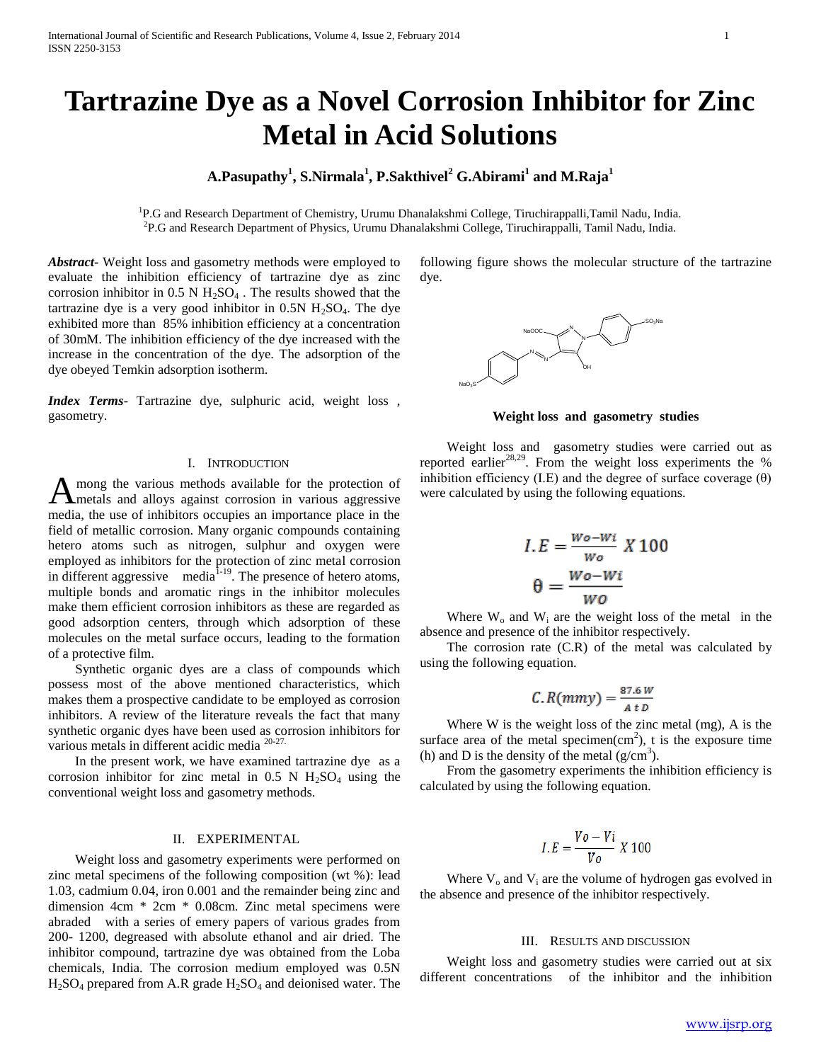# Tartrazine Dye as a Novel Corrosion Inhibitor for Zinc Metal in Acid Solutions

**A.Pasupathy[1], S.Nirmala[1], P.Sakthivel[2] G.Abirami[1] and M.Raja[1]**

[1]P.G and Research Department of Chemistry, Urumu Dhanalakshmi College, Tiruchirappalli,Tamil Nadu, India.
[2]P.G and Research Department of Physics, Urumu Dhanalakshmi College, Tiruchirappalli, Tamil Nadu, India.

***Abstract*-** Weight loss and gasometry methods were employed to evaluate the inhibition efficiency of tartrazine dye as zinc corrosion inhibitor in 0.5 N $H_2SO_4$ . The results showed that the tartrazine dye is a very good inhibitor in 0.5N $H_2SO_4$. The dye exhibited more than 85% inhibition efficiency at a concentration of 30mM. The inhibition efficiency of the dye increased with the increase in the concentration of the dye. The adsorption of the dye obeyed Temkin adsorption isotherm.

***Index Terms*-** Tartrazine dye, sulphuric acid, weight loss , gasometry.

## I. Introduction

Among the various methods available for the protection of metals and alloys against corrosion in various aggressive media, the use of inhibitors occupies an importance place in the field of metallic corrosion. Many organic compounds containing hetero atoms such as nitrogen, sulphur and oxygen were employed as inhibitors for the protection of zinc metal corrosion in different aggressive media[1-19]. The presence of hetero atoms, multiple bonds and aromatic rings in the inhibitor molecules make them efficient corrosion inhibitors as these are regarded as good adsorption centers, through which adsorption of these molecules on the metal surface occurs, leading to the formation of a protective film.

Synthetic organic dyes are a class of compounds which possess most of the above mentioned characteristics, which makes them a prospective candidate to be employed as corrosion inhibitors. A review of the literature reveals the fact that many synthetic organic dyes have been used as corrosion inhibitors for various metals in different acidic media [20-27].

In the present work, we have examined tartrazine dye as a corrosion inhibitor for zinc metal in 0.5 N $H_2SO_4$ using the conventional weight loss and gasometry methods.

## II. Experimental

Weight loss and gasometry experiments were performed on zinc metal specimens of the following composition (wt %): lead 1.03, cadmium 0.04, iron 0.001 and the remainder being zinc and dimension 4cm * 2cm * 0.08cm. Zinc metal specimens were abraded with a series of emery papers of various grades from 200- 1200, degreased with absolute ethanol and air dried. The inhibitor compound, tartrazine dye was obtained from the Loba chemicals, India. The corrosion medium employed was 0.5N $H_2SO_4$ prepared from A.R grade $H_2SO_4$ and deionised water. The following figure shows the molecular structure of the tartrazine dye.

### Weight loss and gasometry studies

Weight loss and gasometry studies were carried out as reported earlier[28,29]. From the weight loss experiments the % inhibition efficiency (I.E) and the degree of surface coverage (θ) were calculated by using the following equations.

$$I.E = \frac{Wo - Wi}{Wo} \; X\,100$$

$$\theta = \frac{Wo - Wi}{WO}$$

Where $W_o$ and $W_i$ are the weight loss of the metal in the absence and presence of the inhibitor respectively.

The corrosion rate (C.R) of the metal was calculated by using the following equation.

$$C.R(mmy) = \frac{87.6\,W}{A\,t\,D}$$

Where W is the weight loss of the zinc metal (mg), A is the surface area of the metal specimen($cm^2$), t is the exposure time (h) and D is the density of the metal ($g/cm^3$).

From the gasometry experiments the inhibition efficiency is calculated by using the following equation.

$$I.E = \frac{Vo - Vi}{Vo} \; X\,100$$

Where $V_o$ and $V_i$ are the volume of hydrogen gas evolved in the absence and presence of the inhibitor respectively.

## III. Results and Discussion

Weight loss and gasometry studies were carried out at six different concentrations of the inhibitor and the inhibition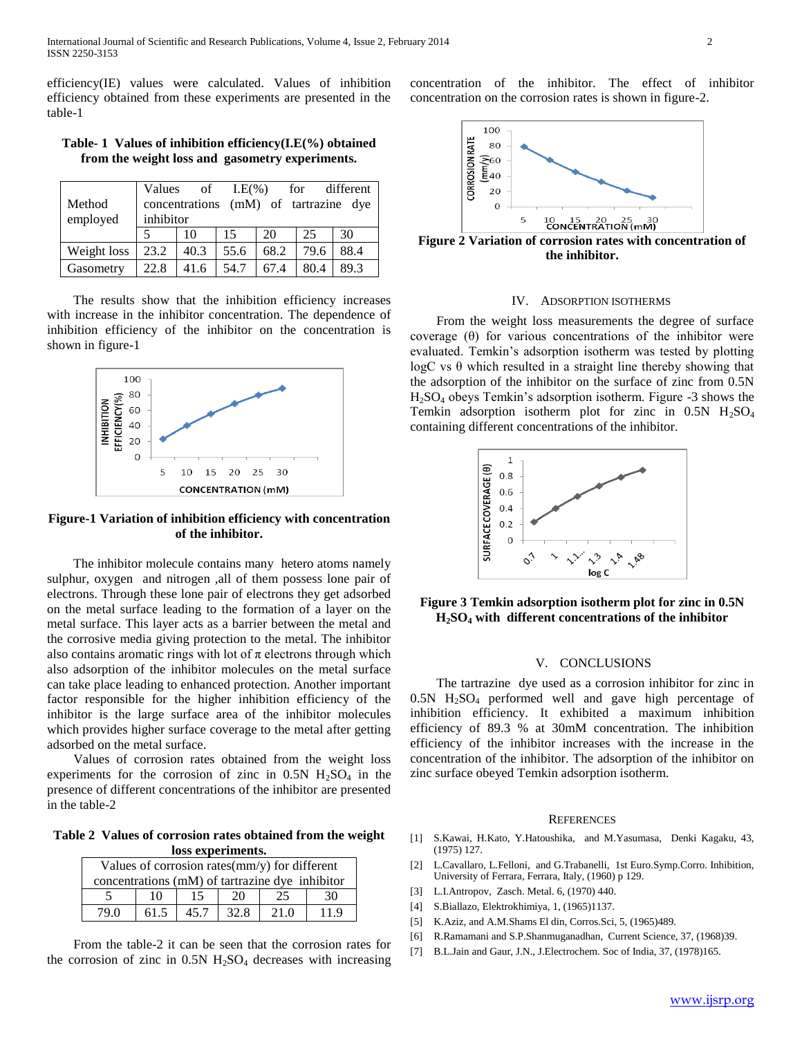efficiency(IE) values were calculated. Values of inhibition efficiency obtained from these experiments are presented in the table-1

**Table- 1 Values of inhibition efficiency(I.E(%) obtained from the weight loss and gasometry experiments.**

| Method employed | Values of I.E(%) for different concentrations (mM) of tartrazine dye inhibitor | | | | | |
|---|---|---|---|---|---|---|
| | 5 | 10 | 15 | 20 | 25 | 30 |
| Weight loss | 23.2 | 40.3 | 55.6 | 68.2 | 79.6 | 88.4 |
| Gasometry | 22.8 | 41.6 | 54.7 | 67.4 | 80.4 | 89.3 |

The results show that the inhibition efficiency increases with increase in the inhibitor concentration. The dependence of inhibition efficiency of the inhibitor on the concentration is shown in figure-1

**Figure-1 Variation of inhibition efficiency with concentration of the inhibitor.**

The inhibitor molecule contains many hetero atoms namely sulphur, oxygen and nitrogen ,all of them possess lone pair of electrons. Through these lone pair of electrons they get adsorbed on the metal surface leading to the formation of a layer on the metal surface. This layer acts as a barrier between the metal and the corrosive media giving protection to the metal. The inhibitor also contains aromatic rings with lot of $\pi$ electrons through which also adsorption of the inhibitor molecules on the metal surface can take place leading to enhanced protection. Another important factor responsible for the higher inhibition efficiency of the inhibitor is the large surface area of the inhibitor molecules which provides higher surface coverage to the metal after getting adsorbed on the metal surface.

Values of corrosion rates obtained from the weight loss experiments for the corrosion of zinc in 0.5N $H_2SO_4$ in the presence of different concentrations of the inhibitor are presented in the table-2

**Table 2 Values of corrosion rates obtained from the weight loss experiments.**

| Values of corrosion rates(mm/y) for different concentrations (mM) of tartrazine dye inhibitor | | | | | |
|---|---|---|---|---|---|
| 5 | 10 | 15 | 20 | 25 | 30 |
| 79.0 | 61.5 | 45.7 | 32.8 | 21.0 | 11.9 |

From the table-2 it can be seen that the corrosion rates for the corrosion of zinc in 0.5N $H_2SO_4$ decreases with increasing concentration of the inhibitor. The effect of inhibitor concentration on the corrosion rates is shown in figure-2.

**Figure 2 Variation of corrosion rates with concentration of the inhibitor.**

## IV. Adsorption Isotherms

From the weight loss measurements the degree of surface coverage ($\theta$) for various concentrations of the inhibitor were evaluated. Temkin's adsorption isotherm was tested by plotting logC vs $\theta$ which resulted in a straight line thereby showing that the adsorption of the inhibitor on the surface of zinc from 0.5N $H_2SO_4$ obeys Temkin's adsorption isotherm. Figure -3 shows the Temkin adsorption isotherm plot for zinc in 0.5N $H_2SO_4$ containing different concentrations of the inhibitor.

**Figure 3 Temkin adsorption isotherm plot for zinc in 0.5N $H_2SO_4$ with different concentrations of the inhibitor**

## V. Conclusions

The tartrazine dye used as a corrosion inhibitor for zinc in 0.5N $H_2SO_4$ performed well and gave high percentage of inhibition efficiency. It exhibited a maximum inhibition efficiency of 89.3 % at 30mM concentration. The inhibition efficiency of the inhibitor increases with the increase in the concentration of the inhibitor. The adsorption of the inhibitor on zinc surface obeyed Temkin adsorption isotherm.

## References

[1] S.Kawai, H.Kato, Y.Hatoushika, and M.Yasumasa, Denki Kagaku, 43, (1975) 127.

[2] L.Cavallaro, L.Felloni, and G.Trabanelli, 1st Euro.Symp.Corro. Inhibition, University of Ferrara, Ferrara, Italy, (1960) p 129.

[3] L.I.Antropov, Zasch. Metal. 6, (1970) 440.

[4] S.Biallazo, Elektrokhimiya, 1, (1965)1137.

[5] K.Aziz, and A.M.Shams El din, Corros.Sci, 5, (1965)489.

[6] R.Ramamani and S.P.Shanmuganadhan, Current Science, 37, (1968)39.

[7] B.L.Jain and Gaur, J.N., J.Electrochem. Soc of India, 37, (1978)165.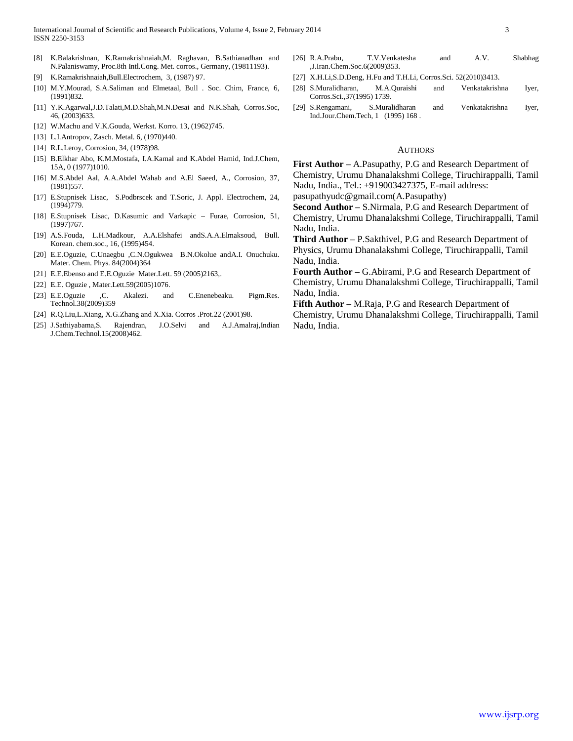[8] K.Balakrishnan, K.Ramakrishnaiah,M. Raghavan, B.Sathianadhan and N.Palaniswamy, Proc.8th Intl.Cong. Met. corros., Germany, (19811193).

[9] K.Ramakrishnaiah,Bull.Electrochem, 3, (1987) 97.

[10] M.Y.Mourad, S.A.Saliman and Elmetaal, Bull . Soc. Chim, France, 6, (1991)832.

[11] Y.K.Agarwal,J.D.Talati,M.D.Shah,M.N.Desai and N.K.Shah, Corros.Soc, 46, (2003)633.

[12] W.Machu and V.K.Gouda, Werkst. Korro. 13, (1962)745.

[13] L.I.Antropov, Zasch. Metal. 6, (1970)440.

[14] R.L.Leroy, Corrosion, 34, (1978)98.

[15] B.Elkhar Abo, K.M.Mostafa, I.A.Kamal and K.Abdel Hamid, Ind.J.Chem, 15A, 0 (1977)1010.

[16] M.S.Abdel Aal, A.A.Abdel Wahab and A.El Saeed, A., Corrosion, 37, (1981)557.

[17] E.Stupnisek Lisac, S.Podbrscek and T.Soric, J. Appl. Electrochem, 24, (1994)779.

[18] E.Stupnisek Lisac, D.Kasumic and Varkapic – Furae, Corrosion, 51, (1997)767.

[19] A.S.Fouda, L.H.Madkour, A.A.Elshafei andS.A.A.Elmaksoud, Bull. Korean. chem.soc., 16, (1995)454.

[20] E.E.Oguzie, C.Unaegbu ,C.N.Ogukwea B.N.Okolue andA.I. Onuchuku. Mater. Chem. Phys. 84(2004)364

[21] E.E.Ebenso and E.E.Oguzie Mater.Lett. 59 (2005)2163,.

[22] E.E. Oguzie , Mater.Lett.59(2005)1076.

[23] E.E.Oguzie ,C. Akalezi. and C.Enenebeaku. Pigm.Res. Technol.38(2009)359

[24] R.Q.Liu,L.Xiang, X.G.Zhang and X.Xia. Corros .Prot.22 (2001)98.

[25] J.Sathiyabama,S. Rajendran, J.O.Selvi and A.J.Amalraj,Indian J.Chem.Technol.15(2008)462.

[26] R.A.Prabu, T.V.Venkatesha and A.V. Shabhag ,J.Iran.Chem.Soc.6(2009)353.

[27] X.H.Li,S.D.Deng, H.Fu and T.H.Li, Corros.Sci. 52(2010)3413.

[28] S.Muralidharan, M.A.Quraishi and Venkatakrishna Iyer, Corros.Sci.,37(1995) 1739.

[29] S.Rengamani, S.Muralidharan and Venkatakrishna Iyer, Ind.Jour.Chem.Tech, 1 (1995) 168 .

## AUTHORS

**First Author** – A.Pasupathy, P.G and Research Department of Chemistry, Urumu Dhanalakshmi College, Tiruchirappalli, Tamil Nadu, India., Tel.: +919003427375, E-mail address: pasupathyudc@gmail.com(A.Pasupathy)

**Second Author** – S.Nirmala, P.G and Research Department of Chemistry, Urumu Dhanalakshmi College, Tiruchirappalli, Tamil Nadu, India.

**Third Author** – P.Sakthivel, P.G and Research Department of Physics, Urumu Dhanalakshmi College, Tiruchirappalli, Tamil Nadu, India.

**Fourth Author** – G.Abirami, P.G and Research Department of Chemistry, Urumu Dhanalakshmi College, Tiruchirappalli, Tamil Nadu, India.

**Fifth Author** – M.Raja, P.G and Research Department of Chemistry, Urumu Dhanalakshmi College, Tiruchirappalli, Tamil Nadu, India.